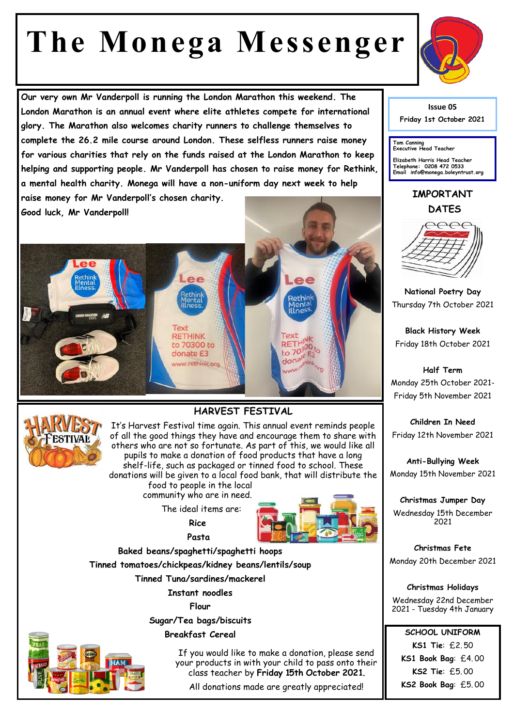# The Monega Messenger

Our very own Mr Vanderpoll is running the London Marathon this weekend. The London Marathon is an annual event where elite athletes compete for international glory. The Marathon also welcomes charity runners to challenge themselves to complete the 26.2 mile course around London. These selfless runners raise money for various charities that rely on the funds raised at the London Marathon to keep helping and supporting people. Mr Vanderpoll has chosen to raise money for Rethink, a mental health charity. Monega will have a non-uniform day next week to help raise money for Mr Vanderpoll's chosen charity.

Good luck, Mr Vanderpoll!

## HARVEST FESTIVAL

It's Harvest Festival time again. This annual event reminds people of all the good things they have and encourage them to share with others who are not so fortunate. As part of this, we would like all pupils to make a donation of food products that have a long shelf-life, such as packaged or tinned food to school. These donations will be given to a local food bank, that will distribute the food to people in the local community who are in need.

The ideal items are:

**Rice**

**Pasta**

**Baked beans/spaghetti/spaghetti hoops**

**Tinned tomatoes/chickpeas/kidney beans/lentils/soup**

**Tinned Tuna/sardines/mackerel**

**Instant noodles**

**Flour**

**Sugar/Tea bags/biscuits**

**Breakfast Cereal**

If you would like to make a donation, please send your products in with your child to pass onto their class teacher by **Friday 15th October 2021.**

All donations made are greatly appreciated!

---

Issue 05

Friday 1st October 2021

Tom Canning
Executive Head Teacher

Elizabeth Harris Head Teacher
Telephone: 0208 472 0533
Email info@monega.boleyntrust.org

## IMPORTANT DATES

**National Poetry Day**
Thursday 7th October 2021

**Black History Week**
Friday 18th October 2021

**Half Term**
Monday 25th October 2021- Friday 5th November 2021

**Children In Need**
Friday 12th November 2021

**Anti-Bullying Week**
Monday 15th November 2021

**Christmas Jumper Day**
Wednesday 15th December 2021

**Christmas Fete**
Monday 20th December 2021

**Christmas Holidays**
Wednesday 22nd December 2021 - Tuesday 4th January

## SCHOOL UNIFORM

**KS1 Tie**: £2.50

**KS1 Book Bag**: £4.00

**KS2 Tie**: £5.00

**KS2 Book Bag**: £5.00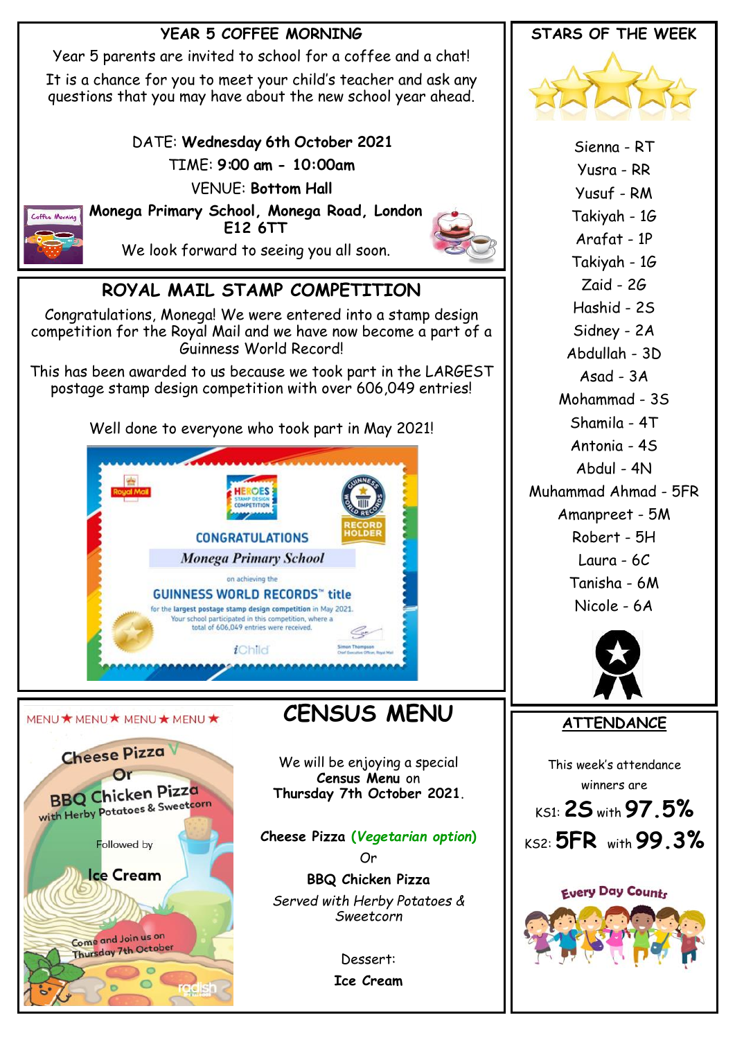## YEAR 5 COFFEE MORNING

Year 5 parents are invited to school for a coffee and a chat!

It is a chance for you to meet your child's teacher and ask any questions that you may have about the new school year ahead.

DATE: **Wednesday 6th October 2021**

TIME: **9:00 am - 10:00am**

VENUE: **Bottom Hall**

**Monega Primary School, Monega Road, London E12 6TT**

We look forward to seeing you all soon.

## ROYAL MAIL STAMP COMPETITION

Congratulations, Monega! We were entered into a stamp design competition for the Royal Mail and we have now become a part of a Guinness World Record!

This has been awarded to us because we took part in the LARGEST postage stamp design competition with over 606,049 entries!

Well done to everyone who took part in May 2021!

Royal Mail
HEROES STAMP DESIGN COMPETITION
GUINNESS WORLD RECORDS RECORD HOLDER
CONGRATULATIONS
*Monega Primary School*
on achieving the
GUINNESS WORLD RECORDS™ title
for the **largest postage stamp design competition** in May 2021.
Your school participated in this competition, where a total of 606,049 entries were received.
iChild
Simon Thompson
Chief Executive Officer, Royal Mail

## STARS OF THE WEEK

Sienna - RT
Yusra - RR
Yusuf - RM
Takiyah - 1G
Arafat - 1P
Takiyah - 1G
Zaid - 2G
Hashid - 2S
Sidney - 2A
Abdullah - 3D
Asad - 3A
Mohammad - 3S
Shamila - 4T
Antonia - 4S
Abdul - 4N
Muhammad Ahmad - 5FR
Amanpreet - 5M
Robert - 5H
Laura - 6C
Tanisha - 6M
Nicole - 6A

## CENSUS MENU

MENU ★ MENU ★ MENU ★ MENU ★
Cheese Pizza
Or
BBQ Chicken Pizza
with Herby Potatoes & Sweetcorn
Followed by
Ice Cream
Come and Join us on Thursday 7th October
radish

We will be enjoying a special **Census Menu** on **Thursday 7th October 2021**.

**Cheese Pizza** ***(Vegetarian option)***

Or

**BBQ Chicken Pizza**

*Served with Herby Potatoes & Sweetcorn*

Dessert:

**Ice Cream**

## ATTENDANCE

This week's attendance winners are

KS1: **2S** with **97.5%**

KS2: **5FR** with **99.3%**

Every Day Counts